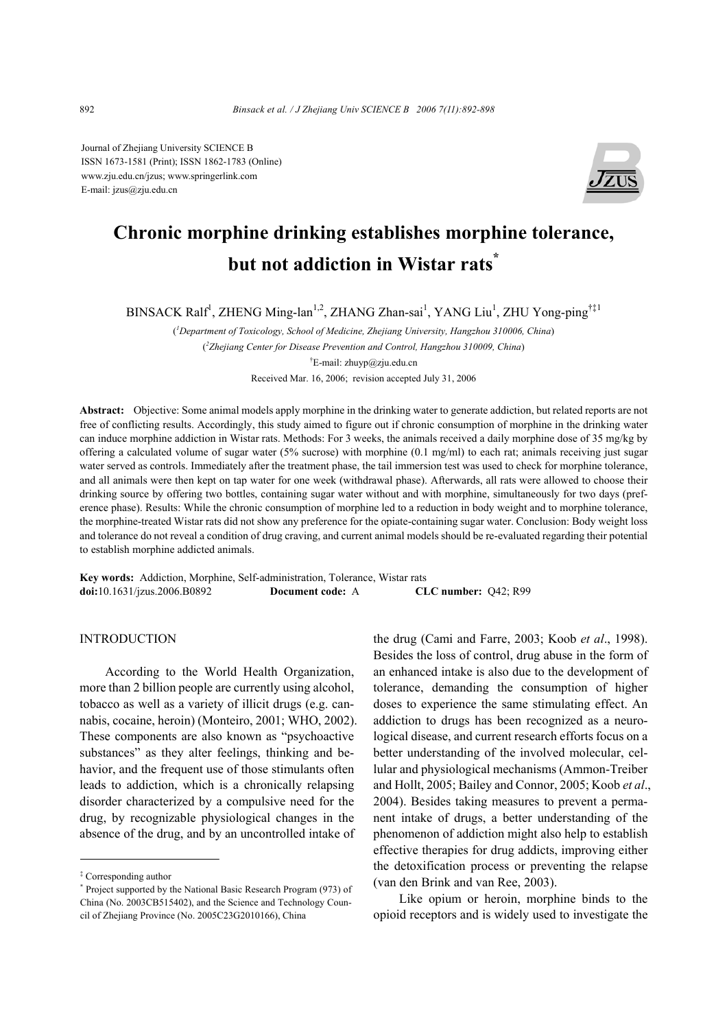Journal of Zhejiang University SCIENCE B
ISSN 1673-1581 (Print); ISSN 1862-1783 (Online)
www.zju.edu.cn/jzus; www.springerlink.com
E-mail: jzus@zju.edu.cn

# Chronic morphine drinking establishes morphine tolerance, but not addiction in Wistar rats*

BINSACK Ralf[1], ZHENG Ming-lan[1,2], ZHANG Zhan-sai[1], YANG Liu[1], ZHU Yong-ping[†‡1]

([1]Department of Toxicology, School of Medicine, Zhejiang University, Hangzhou 310006, China)

([2]Zhejiang Center for Disease Prevention and Control, Hangzhou 310009, China)

[†]E-mail: zhuyp@zju.edu.cn

Received Mar. 16, 2006; revision accepted July 31, 2006

**Abstract:** Objective: Some animal models apply morphine in the drinking water to generate addiction, but related reports are not free of conflicting results. Accordingly, this study aimed to figure out if chronic consumption of morphine in the drinking water can induce morphine addiction in Wistar rats. Methods: For 3 weeks, the animals received a daily morphine dose of 35 mg/kg by offering a calculated volume of sugar water (5% sucrose) with morphine (0.1 mg/ml) to each rat; animals receiving just sugar water served as controls. Immediately after the treatment phase, the tail immersion test was used to check for morphine tolerance, and all animals were then kept on tap water for one week (withdrawal phase). Afterwards, all rats were allowed to choose their drinking source by offering two bottles, containing sugar water without and with morphine, simultaneously for two days (preference phase). Results: While the chronic consumption of morphine led to a reduction in body weight and to morphine tolerance, the morphine-treated Wistar rats did not show any preference for the opiate-containing sugar water. Conclusion: Body weight loss and tolerance do not reveal a condition of drug craving, and current animal models should be re-evaluated regarding their potential to establish morphine addicted animals.

**Key words:** Addiction, Morphine, Self-administration, Tolerance, Wistar rats
**doi:**10.1631/jzus.2006.B0892 **Document code:** A **CLC number:** Q42; R99

## INTRODUCTION

According to the World Health Organization, more than 2 billion people are currently using alcohol, tobacco as well as a variety of illicit drugs (e.g. cannabis, cocaine, heroin) (Monteiro, 2001; WHO, 2002). These components are also known as "psychoactive substances" as they alter feelings, thinking and behavior, and the frequent use of those stimulants often leads to addiction, which is a chronically relapsing disorder characterized by a compulsive need for the drug, by recognizable physiological changes in the absence of the drug, and by an uncontrolled intake of the drug (Cami and Farre, 2003; Koob *et al*., 1998). Besides the loss of control, drug abuse in the form of an enhanced intake is also due to the development of tolerance, demanding the consumption of higher doses to experience the same stimulating effect. An addiction to drugs has been recognized as a neurological disease, and current research efforts focus on a better understanding of the involved molecular, cellular and physiological mechanisms (Ammon-Treiber and Hollt, 2005; Bailey and Connor, 2005; Koob *et al*., 2004). Besides taking measures to prevent a permanent intake of drugs, a better understanding of the phenomenon of addiction might also help to establish effective therapies for drug addicts, improving either the detoxification process or preventing the relapse (van den Brink and van Ree, 2003).

Like opium or heroin, morphine binds to the opioid receptors and is widely used to investigate the

---

[‡] Corresponding author

[*] Project supported by the National Basic Research Program (973) of China (No. 2003CB515402), and the Science and Technology Council of Zhejiang Province (No. 2005C23G2010166), China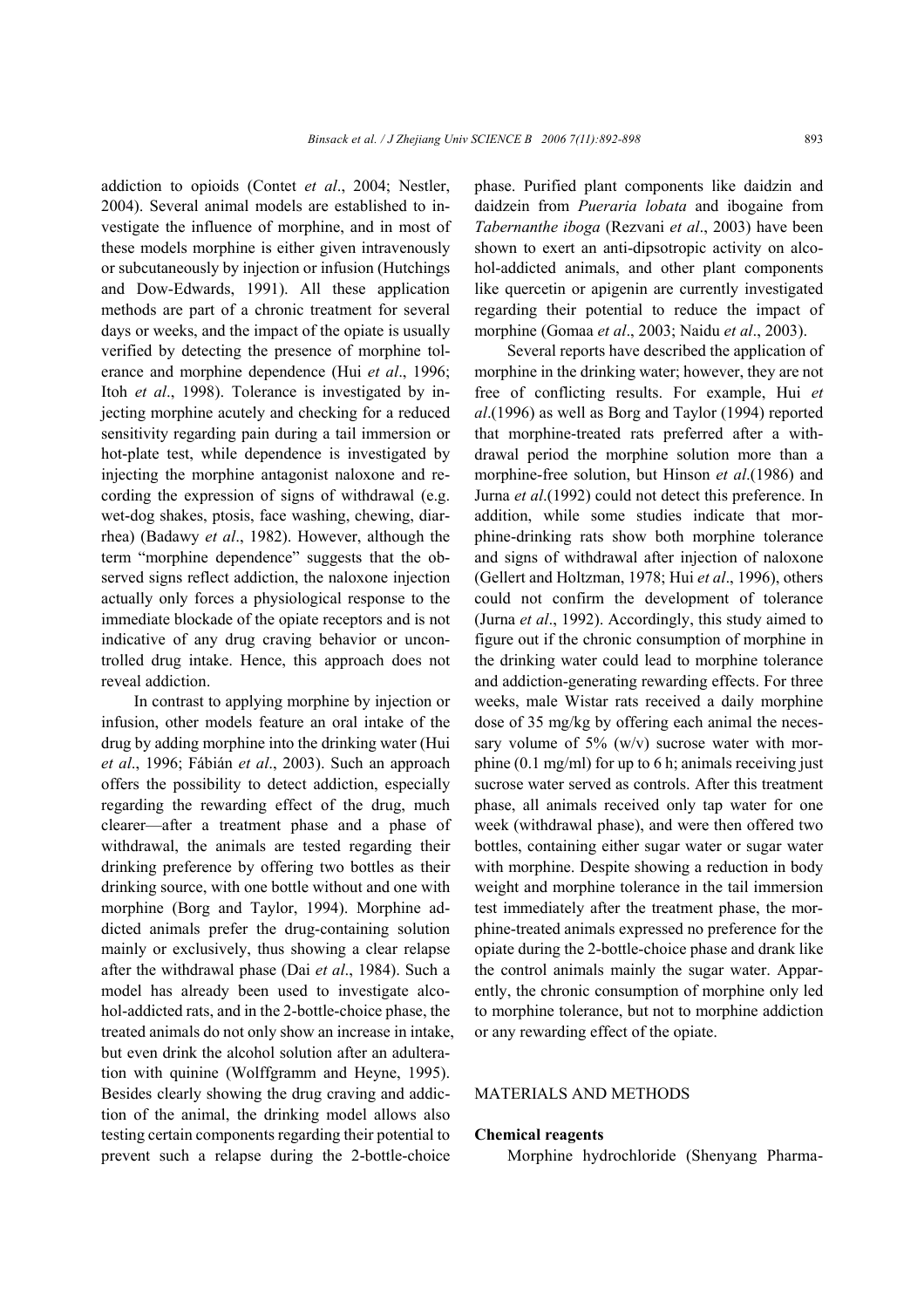addiction to opioids (Contet *et al*., 2004; Nestler, 2004). Several animal models are established to investigate the influence of morphine, and in most of these models morphine is either given intravenously or subcutaneously by injection or infusion (Hutchings and Dow-Edwards, 1991). All these application methods are part of a chronic treatment for several days or weeks, and the impact of the opiate is usually verified by detecting the presence of morphine tolerance and morphine dependence (Hui *et al*., 1996; Itoh *et al*., 1998). Tolerance is investigated by injecting morphine acutely and checking for a reduced sensitivity regarding pain during a tail immersion or hot-plate test, while dependence is investigated by injecting the morphine antagonist naloxone and recording the expression of signs of withdrawal (e.g. wet-dog shakes, ptosis, face washing, chewing, diarrhea) (Badawy *et al*., 1982). However, although the term "morphine dependence" suggests that the observed signs reflect addiction, the naloxone injection actually only forces a physiological response to the immediate blockade of the opiate receptors and is not indicative of any drug craving behavior or uncontrolled drug intake. Hence, this approach does not reveal addiction.

In contrast to applying morphine by injection or infusion, other models feature an oral intake of the drug by adding morphine into the drinking water (Hui *et al*., 1996; Fábián *et al*., 2003). Such an approach offers the possibility to detect addiction, especially regarding the rewarding effect of the drug, much clearer—after a treatment phase and a phase of withdrawal, the animals are tested regarding their drinking preference by offering two bottles as their drinking source, with one bottle without and one with morphine (Borg and Taylor, 1994). Morphine addicted animals prefer the drug-containing solution mainly or exclusively, thus showing a clear relapse after the withdrawal phase (Dai *et al*., 1984). Such a model has already been used to investigate alcohol-addicted rats, and in the 2-bottle-choice phase, the treated animals do not only show an increase in intake, but even drink the alcohol solution after an adulteration with quinine (Wolffgramm and Heyne, 1995). Besides clearly showing the drug craving and addiction of the animal, the drinking model allows also testing certain components regarding their potential to prevent such a relapse during the 2-bottle-choice phase. Purified plant components like daidzin and daidzein from *Pueraria lobata* and ibogaine from *Tabernanthe iboga* (Rezvani *et al*., 2003) have been shown to exert an anti-dipsotropic activity on alcohol-addicted animals, and other plant components like quercetin or apigenin are currently investigated regarding their potential to reduce the impact of morphine (Gomaa *et al*., 2003; Naidu *et al*., 2003).

Several reports have described the application of morphine in the drinking water; however, they are not free of conflicting results. For example, Hui *et al*.(1996) as well as Borg and Taylor (1994) reported that morphine-treated rats preferred after a withdrawal period the morphine solution more than a morphine-free solution, but Hinson *et al*.(1986) and Jurna *et al*.(1992) could not detect this preference. In addition, while some studies indicate that morphine-drinking rats show both morphine tolerance and signs of withdrawal after injection of naloxone (Gellert and Holtzman, 1978; Hui *et al*., 1996), others could not confirm the development of tolerance (Jurna *et al*., 1992). Accordingly, this study aimed to figure out if the chronic consumption of morphine in the drinking water could lead to morphine tolerance and addiction-generating rewarding effects. For three weeks, male Wistar rats received a daily morphine dose of 35 mg/kg by offering each animal the necessary volume of 5% (w/v) sucrose water with morphine (0.1 mg/ml) for up to 6 h; animals receiving just sucrose water served as controls. After this treatment phase, all animals received only tap water for one week (withdrawal phase), and were then offered two bottles, containing either sugar water or sugar water with morphine. Despite showing a reduction in body weight and morphine tolerance in the tail immersion test immediately after the treatment phase, the morphine-treated animals expressed no preference for the opiate during the 2-bottle-choice phase and drank like the control animals mainly the sugar water. Apparently, the chronic consumption of morphine only led to morphine tolerance, but not to morphine addiction or any rewarding effect of the opiate.

## MATERIALS AND METHODS

### Chemical reagents

Morphine hydrochloride (Shenyang Pharma-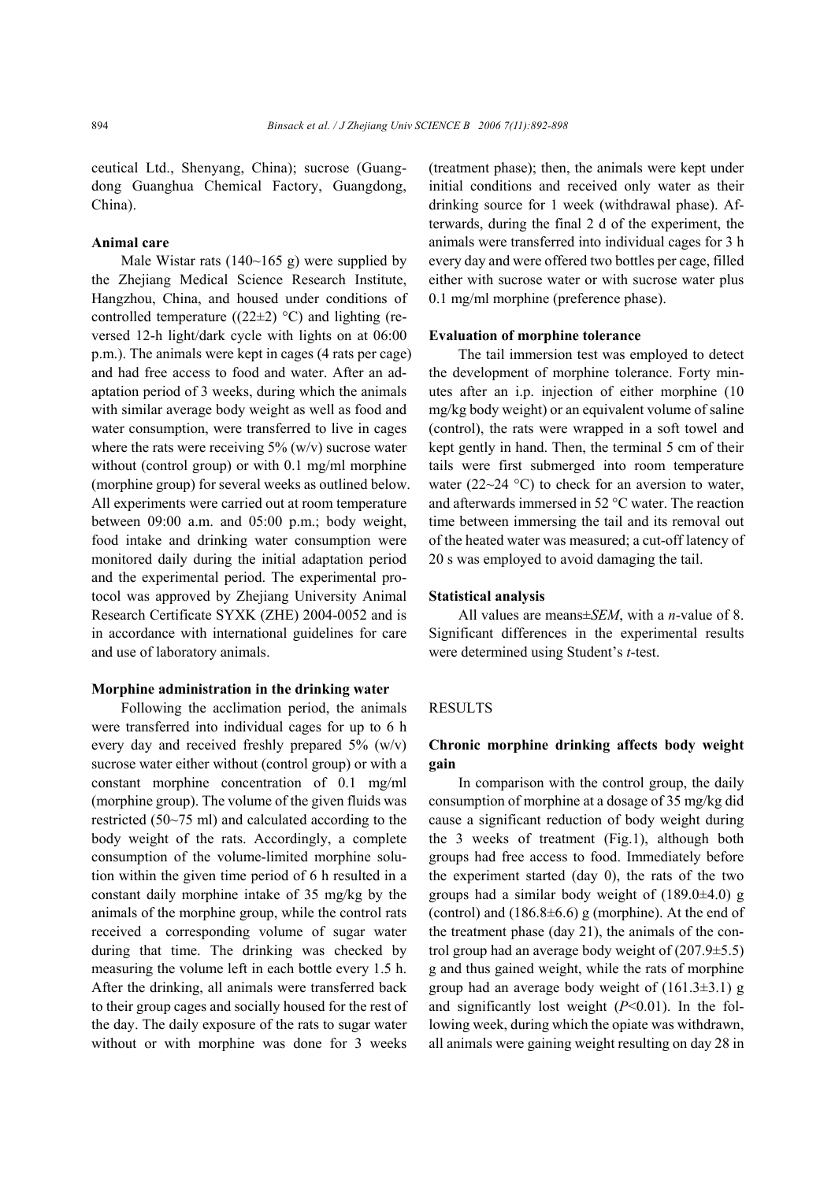ceutical Ltd., Shenyang, China); sucrose (Guangdong Guanghua Chemical Factory, Guangdong, China).

### Animal care

Male Wistar rats (140~165 g) were supplied by the Zhejiang Medical Science Research Institute, Hangzhou, China, and housed under conditions of controlled temperature ((22±2) °C) and lighting (reversed 12-h light/dark cycle with lights on at 06:00 p.m.). The animals were kept in cages (4 rats per cage) and had free access to food and water. After an adaptation period of 3 weeks, during which the animals with similar average body weight as well as food and water consumption, were transferred to live in cages where the rats were receiving 5% (w/v) sucrose water without (control group) or with 0.1 mg/ml morphine (morphine group) for several weeks as outlined below. All experiments were carried out at room temperature between 09:00 a.m. and 05:00 p.m.; body weight, food intake and drinking water consumption were monitored daily during the initial adaptation period and the experimental period. The experimental protocol was approved by Zhejiang University Animal Research Certificate SYXK (ZHE) 2004-0052 and is in accordance with international guidelines for care and use of laboratory animals.

### Morphine administration in the drinking water

Following the acclimation period, the animals were transferred into individual cages for up to 6 h every day and received freshly prepared 5% (w/v) sucrose water either without (control group) or with a constant morphine concentration of 0.1 mg/ml (morphine group). The volume of the given fluids was restricted (50~75 ml) and calculated according to the body weight of the rats. Accordingly, a complete consumption of the volume-limited morphine solution within the given time period of 6 h resulted in a constant daily morphine intake of 35 mg/kg by the animals of the morphine group, while the control rats received a corresponding volume of sugar water during that time. The drinking was checked by measuring the volume left in each bottle every 1.5 h. After the drinking, all animals were transferred back to their group cages and socially housed for the rest of the day. The daily exposure of the rats to sugar water without or with morphine was done for 3 weeks (treatment phase); then, the animals were kept under initial conditions and received only water as their drinking source for 1 week (withdrawal phase). Afterwards, during the final 2 d of the experiment, the animals were transferred into individual cages for 3 h every day and were offered two bottles per cage, filled either with sucrose water or with sucrose water plus 0.1 mg/ml morphine (preference phase).

### Evaluation of morphine tolerance

The tail immersion test was employed to detect the development of morphine tolerance. Forty minutes after an i.p. injection of either morphine (10 mg/kg body weight) or an equivalent volume of saline (control), the rats were wrapped in a soft towel and kept gently in hand. Then, the terminal 5 cm of their tails were first submerged into room temperature water (22~24 °C) to check for an aversion to water, and afterwards immersed in 52 °C water. The reaction time between immersing the tail and its removal out of the heated water was measured; a cut-off latency of 20 s was employed to avoid damaging the tail.

### Statistical analysis

All values are means±*SEM*, with a *n*-value of 8. Significant differences in the experimental results were determined using Student's *t*-test.

## RESULTS

### Chronic morphine drinking affects body weight gain

In comparison with the control group, the daily consumption of morphine at a dosage of 35 mg/kg did cause a significant reduction of body weight during the 3 weeks of treatment (Fig.1), although both groups had free access to food. Immediately before the experiment started (day 0), the rats of the two groups had a similar body weight of (189.0±4.0) g (control) and (186.8±6.6) g (morphine). At the end of the treatment phase (day 21), the animals of the control group had an average body weight of (207.9±5.5) g and thus gained weight, while the rats of morphine group had an average body weight of (161.3±3.1) g and significantly lost weight ($P<0.01$). In the following week, during which the opiate was withdrawn, all animals were gaining weight resulting on day 28 in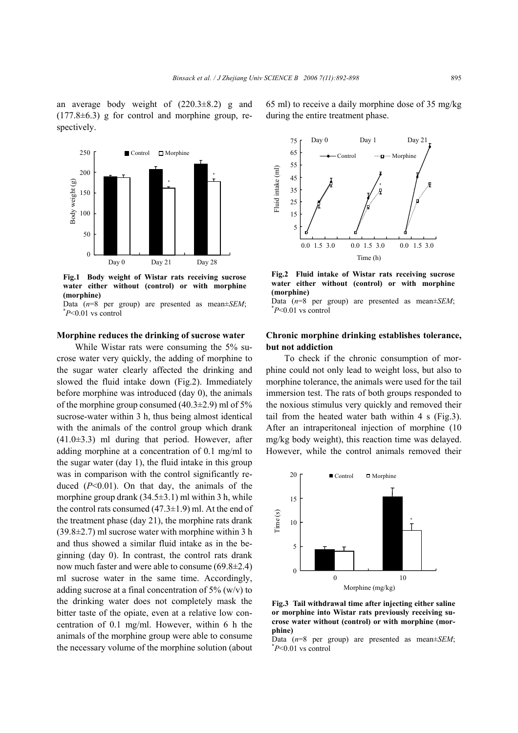an average body weight of (220.3±8.2) g and (177.8±6.3) g for control and morphine group, respectively.

**Fig.1 Body weight of Wistar rats receiving sucrose water either without (control) or with morphine (morphine)**

Data ($n$=8 per group) are presented as mean±*SEM*; $^{*}P$<0.01 vs control

### Morphine reduces the drinking of sucrose water

While Wistar rats were consuming the 5% sucrose water very quickly, the adding of morphine to the sugar water clearly affected the drinking and slowed the fluid intake down (Fig.2). Immediately before morphine was introduced (day 0), the animals of the morphine group consumed (40.3±2.9) ml of 5% sucrose-water within 3 h, thus being almost identical with the animals of the control group which drank (41.0±3.3) ml during that period. However, after adding morphine at a concentration of 0.1 mg/ml to the sugar water (day 1), the fluid intake in this group was in comparison with the control significantly reduced ($P$<0.01). On that day, the animals of the morphine group drank (34.5±3.1) ml within 3 h, while the control rats consumed (47.3±1.9) ml. At the end of the treatment phase (day 21), the morphine rats drank (39.8±2.7) ml sucrose water with morphine within 3 h and thus showed a similar fluid intake as in the beginning (day 0). In contrast, the control rats drank now much faster and were able to consume (69.8±2.4) ml sucrose water in the same time. Accordingly, adding sucrose at a final concentration of 5% (w/v) to the drinking water does not completely mask the bitter taste of the opiate, even at a relative low concentration of 0.1 mg/ml. However, within 6 h the animals of the morphine group were able to consume the necessary volume of the morphine solution (about 65 ml) to receive a daily morphine dose of 35 mg/kg during the entire treatment phase.

**Fig.2 Fluid intake of Wistar rats receiving sucrose water either without (control) or with morphine (morphine)**

Data ($n$=8 per group) are presented as mean±*SEM*; $^{*}P$<0.01 vs control

### Chronic morphine drinking establishes tolerance, but not addiction

To check if the chronic consumption of morphine could not only lead to weight loss, but also to morphine tolerance, the animals were used for the tail immersion test. The rats of both groups responded to the noxious stimulus very quickly and removed their tail from the heated water bath within 4 s (Fig.3). After an intraperitoneal injection of morphine (10 mg/kg body weight), this reaction time was delayed. However, while the control animals removed their

**Fig.3 Tail withdrawal time after injecting either saline or morphine into Wistar rats previously receiving sucrose water without (control) or with morphine (morphine)**

Data ($n$=8 per group) are presented as mean±*SEM*; $^{*}P$<0.01 vs control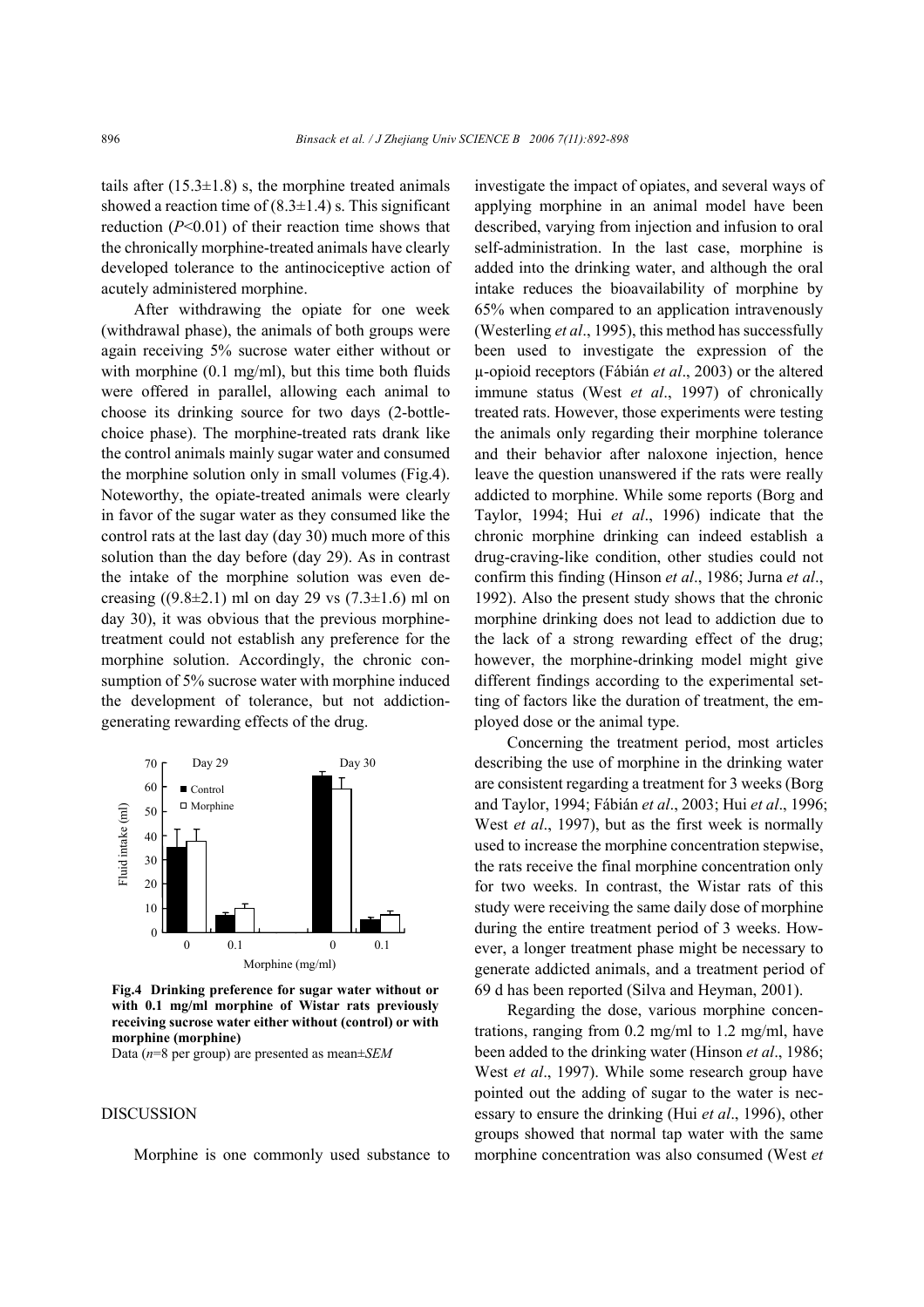tails after (15.3±1.8) s, the morphine treated animals showed a reaction time of (8.3±1.4) s. This significant reduction ($P<0.01$) of their reaction time shows that the chronically morphine-treated animals have clearly developed tolerance to the antinociceptive action of acutely administered morphine.

After withdrawing the opiate for one week (withdrawal phase), the animals of both groups were again receiving 5% sucrose water either without or with morphine (0.1 mg/ml), but this time both fluids were offered in parallel, allowing each animal to choose its drinking source for two days (2-bottle-choice phase). The morphine-treated rats drank like the control animals mainly sugar water and consumed the morphine solution only in small volumes (Fig.4). Noteworthy, the opiate-treated animals were clearly in favor of the sugar water as they consumed like the control rats at the last day (day 30) much more of this solution than the day before (day 29). As in contrast the intake of the morphine solution was even decreasing ((9.8±2.1) ml on day 29 vs (7.3±1.6) ml on day 30), it was obvious that the previous morphine-treatment could not establish any preference for the morphine solution. Accordingly, the chronic consumption of 5% sucrose water with morphine induced the development of tolerance, but not addiction-generating rewarding effects of the drug.

**Fig.4 Drinking preference for sugar water without or with 0.1 mg/ml morphine of Wistar rats previously receiving sucrose water either without (control) or with morphine (morphine)**

Data ($n$=8 per group) are presented as mean±*SEM*

## DISCUSSION

Morphine is one commonly used substance to investigate the impact of opiates, and several ways of applying morphine in an animal model have been described, varying from injection and infusion to oral self-administration. In the last case, morphine is added into the drinking water, and although the oral intake reduces the bioavailability of morphine by 65% when compared to an application intravenously (Westerling *et al*., 1995), this method has successfully been used to investigate the expression of the μ-opioid receptors (Fábián *et al*., 2003) or the altered immune status (West *et al*., 1997) of chronically treated rats. However, those experiments were testing the animals only regarding their morphine tolerance and their behavior after naloxone injection, hence leave the question unanswered if the rats were really addicted to morphine. While some reports (Borg and Taylor, 1994; Hui *et al*., 1996) indicate that the chronic morphine drinking can indeed establish a drug-craving-like condition, other studies could not confirm this finding (Hinson *et al*., 1986; Jurna *et al*., 1992). Also the present study shows that the chronic morphine drinking does not lead to addiction due to the lack of a strong rewarding effect of the drug; however, the morphine-drinking model might give different findings according to the experimental setting of factors like the duration of treatment, the employed dose or the animal type.

Concerning the treatment period, most articles describing the use of morphine in the drinking water are consistent regarding a treatment for 3 weeks (Borg and Taylor, 1994; Fábián *et al*., 2003; Hui *et al*., 1996; West *et al*., 1997), but as the first week is normally used to increase the morphine concentration stepwise, the rats receive the final morphine concentration only for two weeks. In contrast, the Wistar rats of this study were receiving the same daily dose of morphine during the entire treatment period of 3 weeks. However, a longer treatment phase might be necessary to generate addicted animals, and a treatment period of 69 d has been reported (Silva and Heyman, 2001).

Regarding the dose, various morphine concentrations, ranging from 0.2 mg/ml to 1.2 mg/ml, have been added to the drinking water (Hinson *et al*., 1986; West *et al*., 1997). While some research group have pointed out the adding of sugar to the water is necessary to ensure the drinking (Hui *et al*., 1996), other groups showed that normal tap water with the same morphine concentration was also consumed (West *et*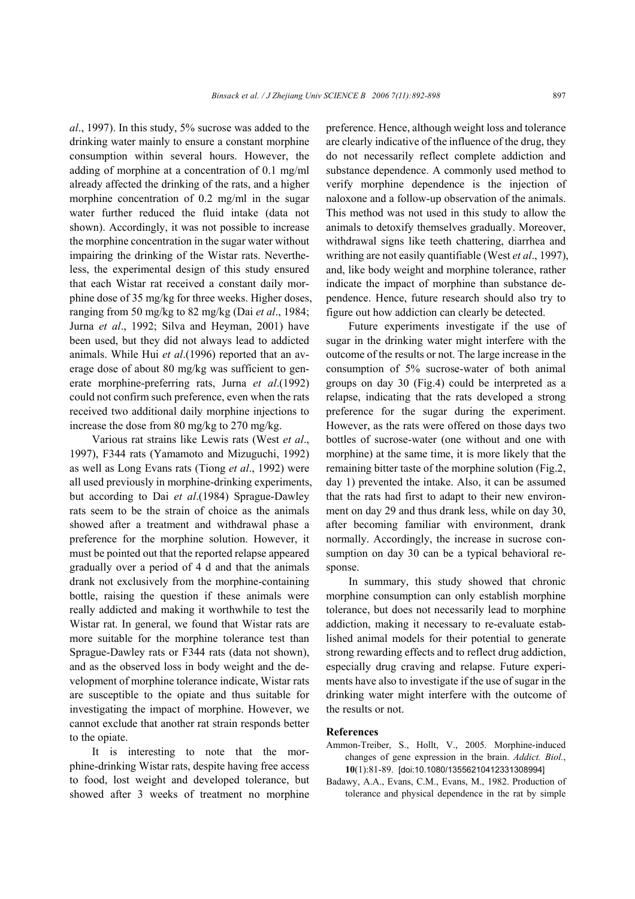*al*., 1997). In this study, 5% sucrose was added to the drinking water mainly to ensure a constant morphine consumption within several hours. However, the adding of morphine at a concentration of 0.1 mg/ml already affected the drinking of the rats, and a higher morphine concentration of 0.2 mg/ml in the sugar water further reduced the fluid intake (data not shown). Accordingly, it was not possible to increase the morphine concentration in the sugar water without impairing the drinking of the Wistar rats. Nevertheless, the experimental design of this study ensured that each Wistar rat received a constant daily morphine dose of 35 mg/kg for three weeks. Higher doses, ranging from 50 mg/kg to 82 mg/kg (Dai *et al*., 1984; Jurna *et al*., 1992; Silva and Heyman, 2001) have been used, but they did not always lead to addicted animals. While Hui *et al*.(1996) reported that an average dose of about 80 mg/kg was sufficient to generate morphine-preferring rats, Jurna *et al*.(1992) could not confirm such preference, even when the rats received two additional daily morphine injections to increase the dose from 80 mg/kg to 270 mg/kg.

Various rat strains like Lewis rats (West *et al*., 1997), F344 rats (Yamamoto and Mizuguchi, 1992) as well as Long Evans rats (Tiong *et al*., 1992) were all used previously in morphine-drinking experiments, but according to Dai *et al*.(1984) Sprague-Dawley rats seem to be the strain of choice as the animals showed after a treatment and withdrawal phase a preference for the morphine solution. However, it must be pointed out that the reported relapse appeared gradually over a period of 4 d and that the animals drank not exclusively from the morphine-containing bottle, raising the question if these animals were really addicted and making it worthwhile to test the Wistar rat. In general, we found that Wistar rats are more suitable for the morphine tolerance test than Sprague-Dawley rats or F344 rats (data not shown), and as the observed loss in body weight and the development of morphine tolerance indicate, Wistar rats are susceptible to the opiate and thus suitable for investigating the impact of morphine. However, we cannot exclude that another rat strain responds better to the opiate.

It is interesting to note that the morphine-drinking Wistar rats, despite having free access to food, lost weight and developed tolerance, but showed after 3 weeks of treatment no morphine preference. Hence, although weight loss and tolerance are clearly indicative of the influence of the drug, they do not necessarily reflect complete addiction and substance dependence. A commonly used method to verify morphine dependence is the injection of naloxone and a follow-up observation of the animals. This method was not used in this study to allow the animals to detoxify themselves gradually. Moreover, withdrawal signs like teeth chattering, diarrhea and writhing are not easily quantifiable (West *et al*., 1997), and, like body weight and morphine tolerance, rather indicate the impact of morphine than substance dependence. Hence, future research should also try to figure out how addiction can clearly be detected.

Future experiments investigate if the use of sugar in the drinking water might interfere with the outcome of the results or not. The large increase in the consumption of 5% sucrose-water of both animal groups on day 30 (Fig.4) could be interpreted as a relapse, indicating that the rats developed a strong preference for the sugar during the experiment. However, as the rats were offered on those days two bottles of sucrose-water (one without and one with morphine) at the same time, it is more likely that the remaining bitter taste of the morphine solution (Fig.2, day 1) prevented the intake. Also, it can be assumed that the rats had first to adapt to their new environment on day 29 and thus drank less, while on day 30, after becoming familiar with environment, drank normally. Accordingly, the increase in sucrose consumption on day 30 can be a typical behavioral response.

In summary, this study showed that chronic morphine consumption can only establish morphine tolerance, but does not necessarily lead to morphine addiction, making it necessary to re-evaluate established animal models for their potential to generate strong rewarding effects and to reflect drug addiction, especially drug craving and relapse. Future experiments have also to investigate if the use of sugar in the drinking water might interfere with the outcome of the results or not.

## References

Ammon-Treiber, S., Hollt, V., 2005. Morphine-induced changes of gene expression in the brain. *Addict. Biol.*, **10**(1):81-89. [doi:10.1080/13556210412331308994]

Badawy, A.A., Evans, C.M., Evans, M., 1982. Production of tolerance and physical dependence in the rat by simple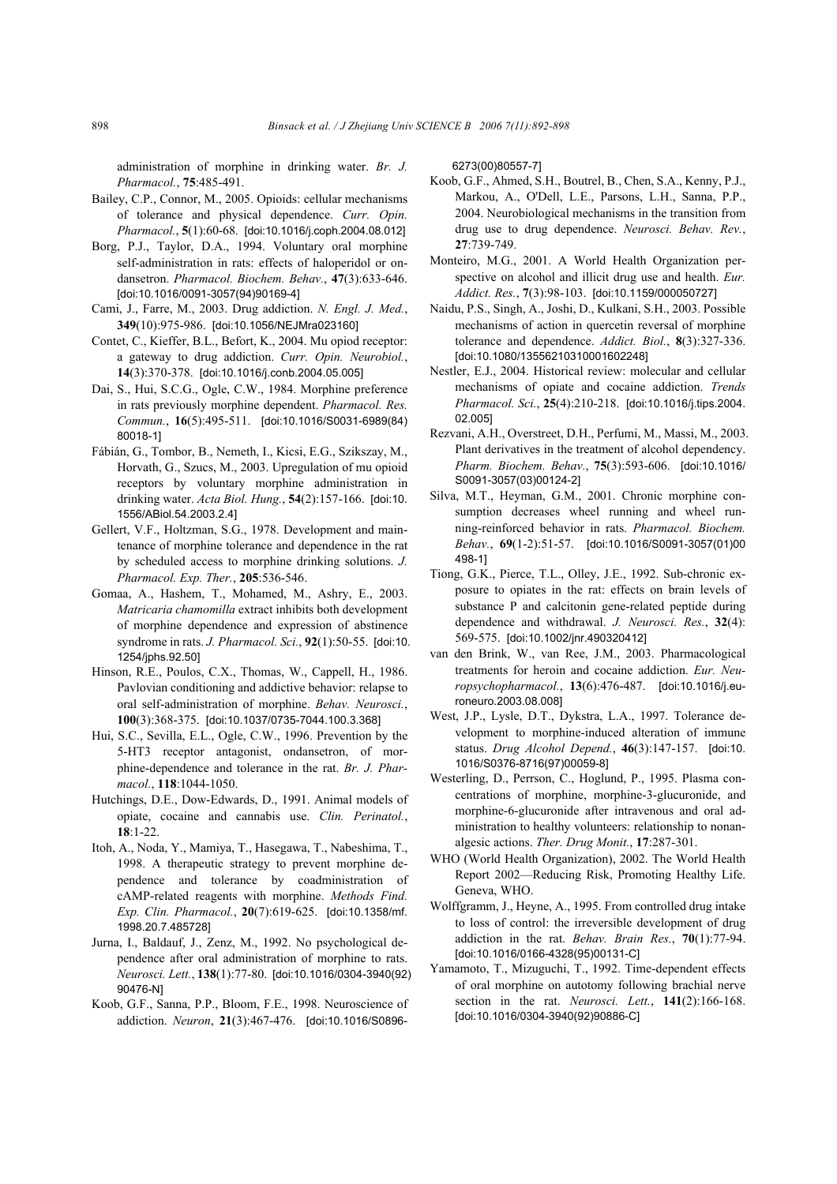administration of morphine in drinking water. *Br. J. Pharmacol.*, **75**:485-491.

Bailey, C.P., Connor, M., 2005. Opioids: cellular mechanisms of tolerance and physical dependence. *Curr. Opin. Pharmacol.*, **5**(1):60-68. [doi:10.1016/j.coph.2004.08.012]

Borg, P.J., Taylor, D.A., 1994. Voluntary oral morphine self-administration in rats: effects of haloperidol or ondansetron. *Pharmacol. Biochem. Behav.*, **47**(3):633-646. [doi:10.1016/0091-3057(94)90169-4]

Cami, J., Farre, M., 2003. Drug addiction. *N. Engl. J. Med.*, **349**(10):975-986. [doi:10.1056/NEJMra023160]

Contet, C., Kieffer, B.L., Befort, K., 2004. Mu opiod receptor: a gateway to drug addiction. *Curr. Opin. Neurobiol.*, **14**(3):370-378. [doi:10.1016/j.conb.2004.05.005]

Dai, S., Hui, S.C.G., Ogle, C.W., 1984. Morphine preference in rats previously morphine dependent. *Pharmacol. Res. Commun.*, **16**(5):495-511. [doi:10.1016/S0031-6989(84)80018-1]

Fábián, G., Tombor, B., Nemeth, I., Kicsi, E.G., Szikszay, M., Horvath, G., Szucs, M., 2003. Upregulation of mu opioid receptors by voluntary morphine administration in drinking water. *Acta Biol. Hung.*, **54**(2):157-166. [doi:10.1556/ABiol.54.2003.2.4]

Gellert, V.F., Holtzman, S.G., 1978. Development and maintenance of morphine tolerance and dependence in the rat by scheduled access to morphine drinking solutions. *J. Pharmacol. Exp. Ther.*, **205**:536-546.

Gomaa, A., Hashem, T., Mohamed, M., Ashry, E., 2003. *Matricaria chamomilla* extract inhibits both development of morphine dependence and expression of abstinence syndrome in rats. *J. Pharmacol. Sci.*, **92**(1):50-55. [doi:10.1254/jphs.92.50]

Hinson, R.E., Poulos, C.X., Thomas, W., Cappell, H., 1986. Pavlovian conditioning and addictive behavior: relapse to oral self-administration of morphine. *Behav. Neurosci.*, **100**(3):368-375. [doi:10.1037/0735-7044.100.3.368]

Hui, S.C., Sevilla, E.L., Ogle, C.W., 1996. Prevention by the 5-HT3 receptor antagonist, ondansetron, of morphine-dependence and tolerance in the rat. *Br. J. Pharmacol.*, **118**:1044-1050.

Hutchings, D.E., Dow-Edwards, D., 1991. Animal models of opiate, cocaine and cannabis use. *Clin. Perinatol.*, **18**:1-22.

Itoh, A., Noda, Y., Mamiya, T., Hasegawa, T., Nabeshima, T., 1998. A therapeutic strategy to prevent morphine dependence and tolerance by coadministration of cAMP-related reagents with morphine. *Methods Find. Exp. Clin. Pharmacol.*, **20**(7):619-625. [doi:10.1358/mf.1998.20.7.485728]

Jurna, I., Baldauf, J., Zenz, M., 1992. No psychological dependence after oral administration of morphine to rats. *Neurosci. Lett.*, **138**(1):77-80. [doi:10.1016/0304-3940(92)90476-N]

Koob, G.F., Sanna, P.P., Bloom, F.E., 1998. Neuroscience of addiction. *Neuron*, **21**(3):467-476. [doi:10.1016/S0896-6273(00)80557-7]

Koob, G.F., Ahmed, S.H., Boutrel, B., Chen, S.A., Kenny, P.J., Markou, A., O'Dell, L.E., Parsons, L.H., Sanna, P.P., 2004. Neurobiological mechanisms in the transition from drug use to drug dependence. *Neurosci. Behav. Rev.*, **27**:739-749.

Monteiro, M.G., 2001. A World Health Organization perspective on alcohol and illicit drug use and health. *Eur. Addict. Res.*, **7**(3):98-103. [doi:10.1159/000050727]

Naidu, P.S., Singh, A., Joshi, D., Kulkani, S.H., 2003. Possible mechanisms of action in quercetin reversal of morphine tolerance and dependence. *Addict. Biol.*, **8**(3):327-336. [doi:10.1080/13556210310001602248]

Nestler, E.J., 2004. Historical review: molecular and cellular mechanisms of opiate and cocaine addiction. *Trends Pharmacol. Sci.*, **25**(4):210-218. [doi:10.1016/j.tips.2004.02.005]

Rezvani, A.H., Overstreet, D.H., Perfumi, M., Massi, M., 2003. Plant derivatives in the treatment of alcohol dependency. *Pharm. Biochem. Behav.*, **75**(3):593-606. [doi:10.1016/S0091-3057(03)00124-2]

Silva, M.T., Heyman, G.M., 2001. Chronic morphine consumption decreases wheel running and wheel running-reinforced behavior in rats. *Pharmacol. Biochem. Behav.*, **69**(1-2):51-57. [doi:10.1016/S0091-3057(01)00498-1]

Tiong, G.K., Pierce, T.L., Olley, J.E., 1992. Sub-chronic exposure to opiates in the rat: effects on brain levels of substance P and calcitonin gene-related peptide during dependence and withdrawal. *J. Neurosci. Res.*, **32**(4):569-575. [doi:10.1002/jnr.490320412]

van den Brink, W., van Ree, J.M., 2003. Pharmacological treatments for heroin and cocaine addiction. *Eur. Neuropsychopharmacol.*, **13**(6):476-487. [doi:10.1016/j.euroneuro.2003.08.008]

West, J.P., Lysle, D.T., Dykstra, L.A., 1997. Tolerance development to morphine-induced alteration of immune status. *Drug Alcohol Depend.*, **46**(3):147-157. [doi:10.1016/S0376-8716(97)00059-8]

Westerling, D., Perrson, C., Hoglund, P., 1995. Plasma concentrations of morphine, morphine-3-glucuronide, and morphine-6-glucuronide after intravenous and oral administration to healthy volunteers: relationship to nonanalgesic actions. *Ther. Drug Monit.*, **17**:287-301.

WHO (World Health Organization), 2002. The World Health Report 2002—Reducing Risk, Promoting Healthy Life. Geneva, WHO.

Wolffgramm, J., Heyne, A., 1995. From controlled drug intake to loss of control: the irreversible development of drug addiction in the rat. *Behav. Brain Res.*, **70**(1):77-94. [doi:10.1016/0166-4328(95)00131-C]

Yamamoto, T., Mizuguchi, T., 1992. Time-dependent effects of oral morphine on autotomy following brachial nerve section in the rat. *Neurosci. Lett.*, **141**(2):166-168. [doi:10.1016/0304-3940(92)90886-C]